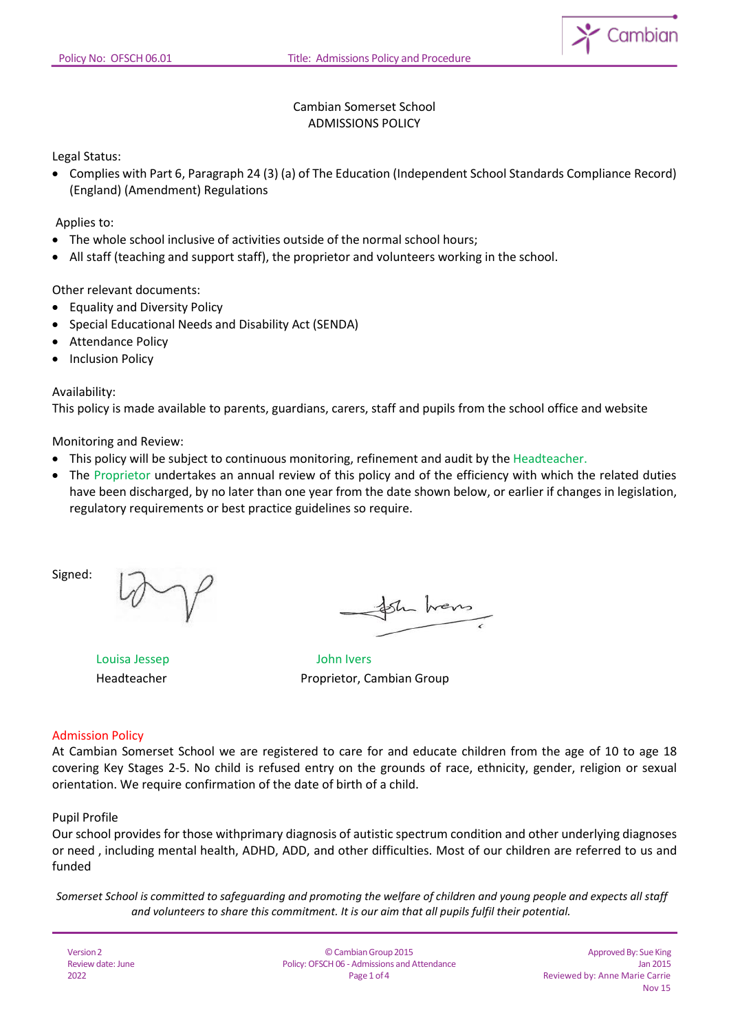Cambian Somerset School
ADMISSIONS POLICY

Legal Status:

- Complies with Part 6, Paragraph 24 (3) (a) of The Education (Independent School Standards Compliance Record) (England) (Amendment) Regulations

Applies to:

- The whole school inclusive of activities outside of the normal school hours;
- All staff (teaching and support staff), the proprietor and volunteers working in the school.

Other relevant documents:

- Equality and Diversity Policy
- Special Educational Needs and Disability Act (SENDA)
- Attendance Policy
- Inclusion Policy

Availability:
This policy is made available to parents, guardians, carers, staff and pupils from the school office and website

Monitoring and Review:

- This policy will be subject to continuous monitoring, refinement and audit by the Headteacher.
- The Proprietor undertakes an annual review of this policy and of the efficiency with which the related duties have been discharged, by no later than one year from the date shown below, or earlier if changes in legislation, regulatory requirements or best practice guidelines so require.

Signed:

Louisa Jessep
Headteacher

John Ivers
Proprietor, Cambian Group

## Admission Policy

At Cambian Somerset School we are registered to care for and educate children from the age of 10 to age 18 covering Key Stages 2-5. No child is refused entry on the grounds of race, ethnicity, gender, religion or sexual orientation. We require confirmation of the date of birth of a child.

Pupil Profile
Our school provides for those withprimary diagnosis of autistic spectrum condition and other underlying diagnoses or need , including mental health, ADHD, ADD, and other difficulties. Most of our children are referred to us and funded

*Somerset School is committed to safeguarding and promoting the welfare of children and young people and expects all staff and volunteers to share this commitment. It is our aim that all pupils fulfil their potential.*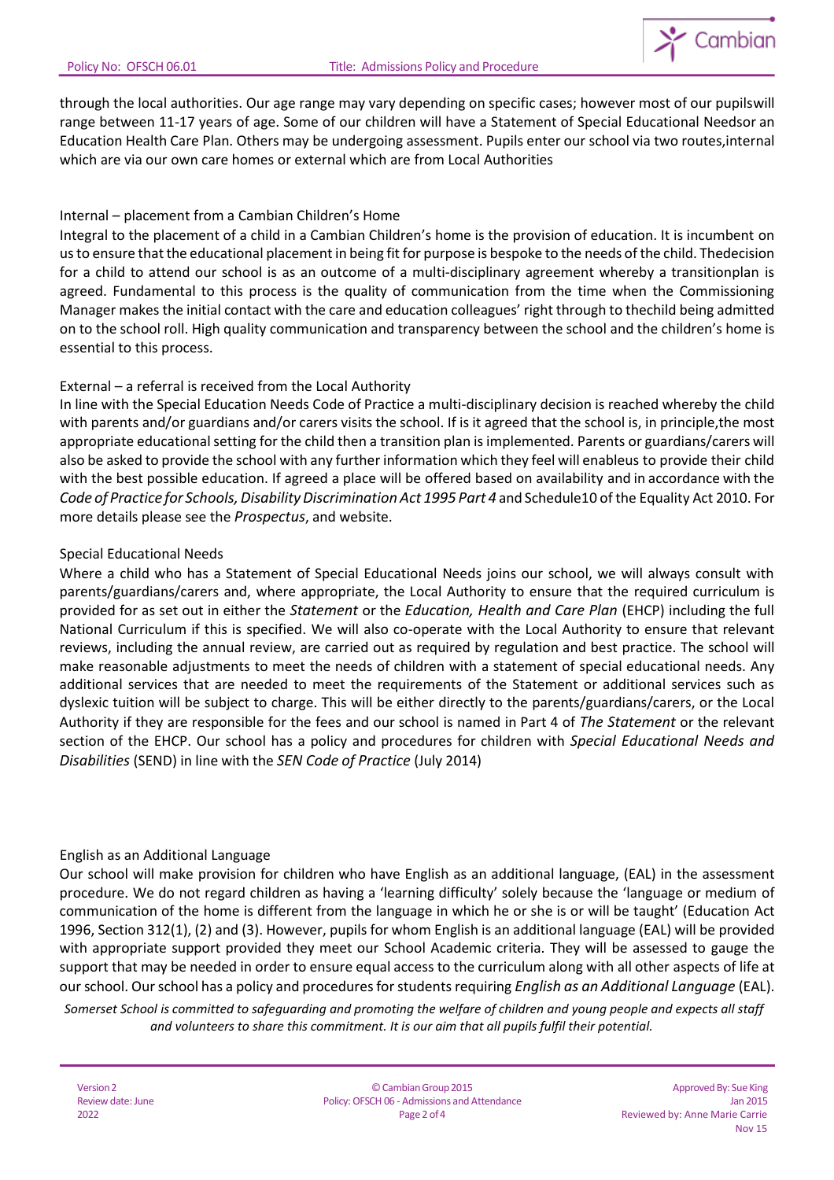through the local authorities. Our age range may vary depending on specific cases; however most of our pupilswill range between 11-17 years of age. Some of our children will have a Statement of Special Educational Needsor an Education Health Care Plan. Others may be undergoing assessment. Pupils enter our school via two routes,internal which are via our own care homes or external which are from Local Authorities

Internal – placement from a Cambian Children's Home

Integral to the placement of a child in a Cambian Children's home is the provision of education. It is incumbent on us to ensure that the educational placement in being fit for purpose is bespoke to the needs of the child. Thedecision for a child to attend our school is as an outcome of a multi-disciplinary agreement whereby a transitionplan is agreed. Fundamental to this process is the quality of communication from the time when the Commissioning Manager makes the initial contact with the care and education colleagues' right through to thechild being admitted on to the school roll. High quality communication and transparency between the school and the children's home is essential to this process.

External – a referral is received from the Local Authority

In line with the Special Education Needs Code of Practice a multi-disciplinary decision is reached whereby the child with parents and/or guardians and/or carers visits the school. If is it agreed that the school is, in principle,the most appropriate educational setting for the child then a transition plan is implemented. Parents or guardians/carers will also be asked to provide the school with any further information which they feel will enableus to provide their child with the best possible education. If agreed a place will be offered based on availability and in accordance with the *Code of Practice for Schools, Disability Discrimination Act 1995 Part 4* and Schedule10 of the Equality Act 2010. For more details please see the *Prospectus*, and website.

Special Educational Needs

Where a child who has a Statement of Special Educational Needs joins our school, we will always consult with parents/guardians/carers and, where appropriate, the Local Authority to ensure that the required curriculum is provided for as set out in either the *Statement* or the *Education, Health and Care Plan* (EHCP) including the full National Curriculum if this is specified. We will also co-operate with the Local Authority to ensure that relevant reviews, including the annual review, are carried out as required by regulation and best practice. The school will make reasonable adjustments to meet the needs of children with a statement of special educational needs. Any additional services that are needed to meet the requirements of the Statement or additional services such as dyslexic tuition will be subject to charge. This will be either directly to the parents/guardians/carers, or the Local Authority if they are responsible for the fees and our school is named in Part 4 of *The Statement* or the relevant section of the EHCP. Our school has a policy and procedures for children with *Special Educational Needs and Disabilities* (SEND) in line with the *SEN Code of Practice* (July 2014)

English as an Additional Language

Our school will make provision for children who have English as an additional language, (EAL) in the assessment procedure. We do not regard children as having a 'learning difficulty' solely because the 'language or medium of communication of the home is different from the language in which he or she is or will be taught' (Education Act 1996, Section 312(1), (2) and (3). However, pupils for whom English is an additional language (EAL) will be provided with appropriate support provided they meet our School Academic criteria. They will be assessed to gauge the support that may be needed in order to ensure equal access to the curriculum along with all other aspects of life at our school. Our school has a policy and procedures for students requiring *English as an Additional Language* (EAL).

*Somerset School is committed to safeguarding and promoting the welfare of children and young people and expects all staff and volunteers to share this commitment. It is our aim that all pupils fulfil their potential.*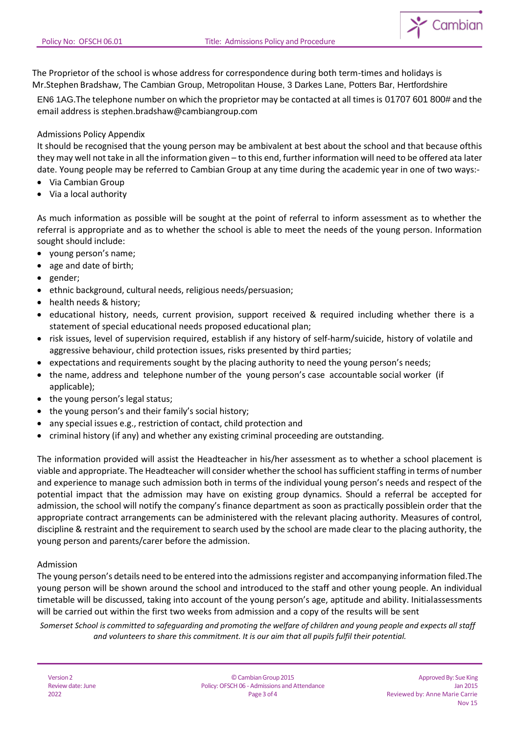The Proprietor of the school is whose address for correspondence during both term-times and holidays is Mr.Stephen Bradshaw, The Cambian Group, Metropolitan House, 3 Darkes Lane, Potters Bar, Hertfordshire EN6 1AG.The telephone number on which the proprietor may be contacted at all times is 01707 601 800# and the email address is stephen.bradshaw@cambiangroup.com

Admissions Policy Appendix

It should be recognised that the young person may be ambivalent at best about the school and that because ofthis they may well not take in all the information given – to this end, further information will need to be offered ata later date. Young people may be referred to Cambian Group at any time during the academic year in one of two ways:-

- Via Cambian Group
- Via a local authority

As much information as possible will be sought at the point of referral to inform assessment as to whether the referral is appropriate and as to whether the school is able to meet the needs of the young person. Information sought should include:

- young person's name;
- age and date of birth;
- gender;
- ethnic background, cultural needs, religious needs/persuasion;
- health needs & history;
- educational history, needs, current provision, support received & required including whether there is a statement of special educational needs proposed educational plan;
- risk issues, level of supervision required, establish if any history of self-harm/suicide, history of volatile and aggressive behaviour, child protection issues, risks presented by third parties;
- expectations and requirements sought by the placing authority to need the young person's needs;
- the name, address and telephone number of the young person's case accountable social worker (if applicable);
- the young person's legal status;
- the young person's and their family's social history;
- any special issues e.g., restriction of contact, child protection and
- criminal history (if any) and whether any existing criminal proceeding are outstanding.

The information provided will assist the Headteacher in his/her assessment as to whether a school placement is viable and appropriate. The Headteacher will consider whether the school has sufficient staffing in terms of number and experience to manage such admission both in terms of the individual young person's needs and respect of the potential impact that the admission may have on existing group dynamics. Should a referral be accepted for admission, the school will notify the company's finance department as soon as practically possiblein order that the appropriate contract arrangements can be administered with the relevant placing authority. Measures of control, discipline & restraint and the requirement to search used by the school are made clear to the placing authority, the young person and parents/carer before the admission.

Admission

The young person's details need to be entered into the admissions register and accompanying information filed.The young person will be shown around the school and introduced to the staff and other young people. An individual timetable will be discussed, taking into account of the young person's age, aptitude and ability. Initialassessments will be carried out within the first two weeks from admission and a copy of the results will be sent

*Somerset School is committed to safeguarding and promoting the welfare of children and young people and expects all staff and volunteers to share this commitment. It is our aim that all pupils fulfil their potential.*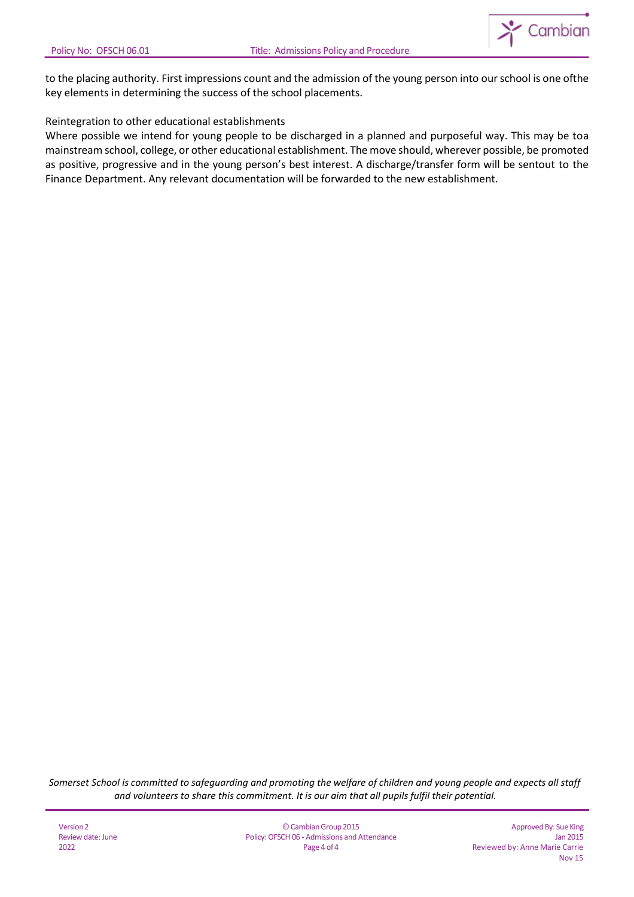to the placing authority. First impressions count and the admission of the young person into our school is one ofthe key elements in determining the success of the school placements.

Reintegration to other educational establishments

Where possible we intend for young people to be discharged in a planned and purposeful way. This may be toa mainstream school, college, or other educational establishment. The move should, wherever possible, be promoted as positive, progressive and in the young person's best interest. A discharge/transfer form will be sentout to the Finance Department. Any relevant documentation will be forwarded to the new establishment.

*Somerset School is committed to safeguarding and promoting the welfare of children and young people and expects all staff and volunteers to share this commitment. It is our aim that all pupils fulfil their potential.*